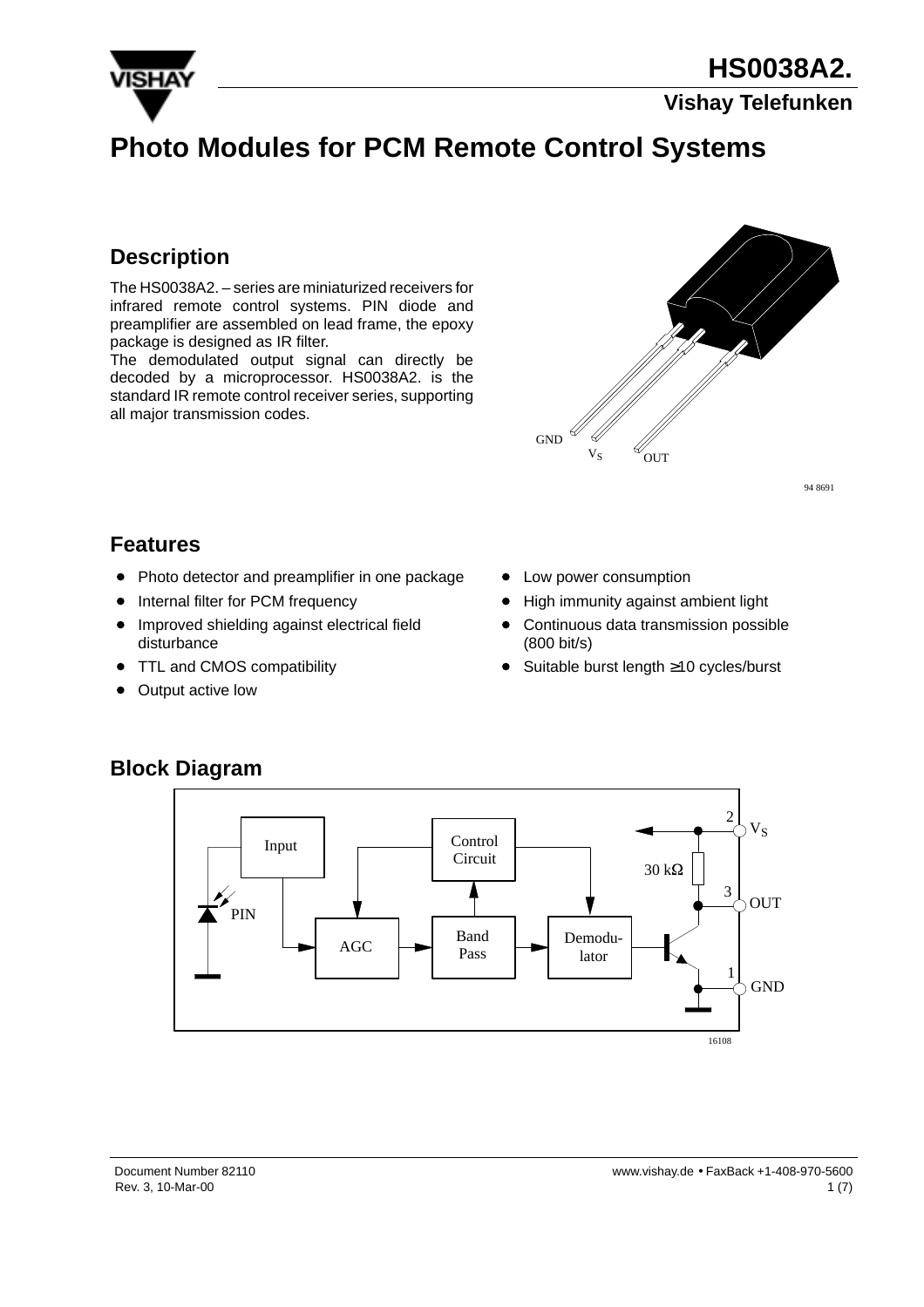# HS0038A2.

**Vishay Telefunken**

# Photo Modules for PCM Remote Control Systems

## Description

The HS0038A2. – series are miniaturized receivers for infrared remote control systems. PIN diode and preamplifier are assembled on lead frame, the epoxy package is designed as IR filter.

The demodulated output signal can directly be decoded by a microprocessor. HS0038A2. is the standard IR remote control receiver series, supporting all major transmission codes.

GND $V_S$ OUT

94 8691

## Features

- Photo detector and preamplifier in one package
- Internal filter for PCM frequency
- Improved shielding against electrical field disturbance
- TTL and CMOS compatibility
- Output active low
- Low power consumption
- High immunity against ambient light
- Continuous data transmission possible (800 bit/s)
- Suitable burst length ≥10 cycles/burst

## Block Diagram

Input, Control Circuit, PIN, AGC, Band Pass, Demodu-lator, 30 kΩ, 2 $V_S$, 3 OUT, 1 GND

16108

Document Number 82110
Rev. 3, 10-Mar-00

www.vishay.de • FaxBack +1-408-970-5600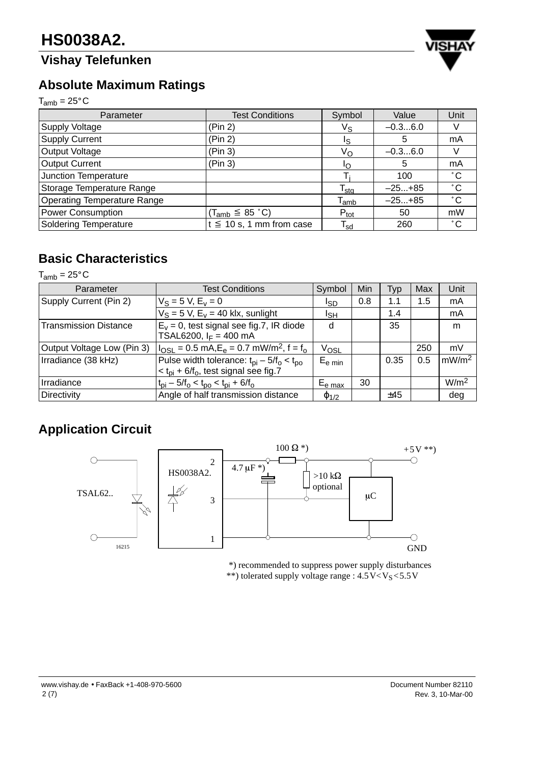## Absolute Maximum Ratings

$T_{amb}$ = 25°C

| Parameter | Test Conditions | Symbol | Value | Unit |
|---|---|---|---|---|
| Supply Voltage | (Pin 2) | $V_S$ | –0.3...6.0 | V |
| Supply Current | (Pin 2) | $I_S$ | 5 | mA |
| Output Voltage | (Pin 3) | $V_O$ | –0.3...6.0 | V |
| Output Current | (Pin 3) | $I_O$ | 5 | mA |
| Junction Temperature | | $T_j$ | 100 | °C |
| Storage Temperature Range | | $T_{stg}$ | –25...+85 | °C |
| Operating Temperature Range | | $T_{amb}$ | –25...+85 | °C |
| Power Consumption | ($T_{amb} \leq$ 85 °C) | $P_{tot}$ | 50 | mW |
| Soldering Temperature | t ≤ 10 s, 1 mm from case | $T_{sd}$ | 260 | °C |

## Basic Characteristics

$T_{amb}$ = 25°C

| Parameter | Test Conditions | Symbol | Min | Typ | Max | Unit |
|---|---|---|---|---|---|---|
| Supply Current (Pin 2) | $V_S$ = 5 V, $E_v$ = 0 | $I_{SD}$ | 0.8 | 1.1 | 1.5 | mA |
| | $V_S$ = 5 V, $E_v$ = 40 klx, sunlight | $I_{SH}$ | | 1.4 | | mA |
| Transmission Distance | $E_v$ = 0, test signal see fig.7, IR diode TSAL6200, $I_F$ = 400 mA | d | | 35 | | m |
| Output Voltage Low (Pin 3) | $I_{OSL}$ = 0.5 mA, $E_e$ = 0.7 mW/m$^2$, f = $f_o$ | $V_{OSL}$ | | | 250 | mV |
| Irradiance (38 kHz) | Pulse width tolerance: $t_{pi} - 5/f_o < t_{po} < t_{pi} + 6/f_o$, test signal see fig.7 | $E_{e\ min}$ | | 0.35 | 0.5 | mW/m$^2$ |
| Irradiance | $t_{pi} - 5/f_o < t_{po} < t_{pi} + 6/f_o$ | $E_{e\ max}$ | 30 | | | W/m$^2$ |
| Directivity | Angle of half transmission distance | $\varphi_{1/2}$ | | ±45 | | deg |

## Application Circuit

TSAL62.. — HS0038A2. (pins 2, 3, 1) — 100 Ω *) — 4.7 µF *) — >10 kΩ optional — µC — +5V **) — GND

16215

*) recommended to suppress power supply disturbances
**) tolerated supply voltage range : 4.5V< $V_S$ <5.5V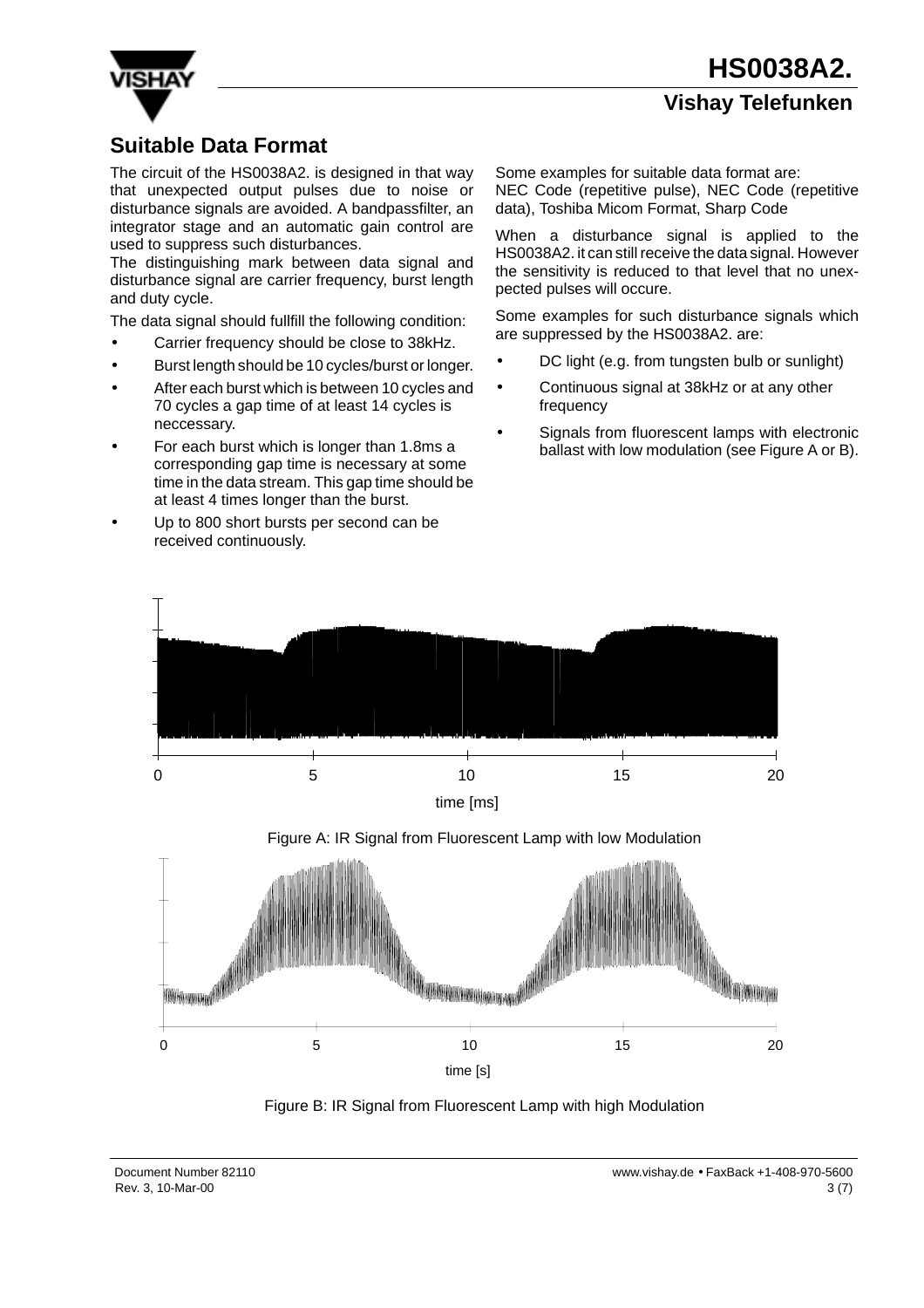## Suitable Data Format

The circuit of the HS0038A2. is designed in that way that unexpected output pulses due to noise or disturbance signals are avoided. A bandpassfilter, an integrator stage and an automatic gain control are used to suppress such disturbances.

The distinguishing mark between data signal and disturbance signal are carrier frequency, burst length and duty cycle.

The data signal should fullfill the following condition:

- Carrier frequency should be close to 38kHz.
- Burst length should be 10 cycles/burst or longer.
- After each burst which is between 10 cycles and 70 cycles a gap time of at least 14 cycles is neccessary.
- For each burst which is longer than 1.8ms a corresponding gap time is necessary at some time in the data stream. This gap time should be at least 4 times longer than the burst.
- Up to 800 short bursts per second can be received continuously.

Some examples for suitable data format are:
NEC Code (repetitive pulse), NEC Code (repetitive data), Toshiba Micom Format, Sharp Code

When a disturbance signal is applied to the HS0038A2. it can still receive the data signal. However the sensitivity is reduced to that level that no unexpected pulses will occure.

Some examples for such disturbance signals which are suppressed by the HS0038A2. are:

- DC light (e.g. from tungsten bulb or sunlight)
- Continuous signal at 38kHz or at any other frequency
- Signals from fluorescent lamps with electronic ballast with low modulation (see Figure A or B).

Figure A: IR Signal from Fluorescent Lamp with low Modulation

Figure B: IR Signal from Fluorescent Lamp with high Modulation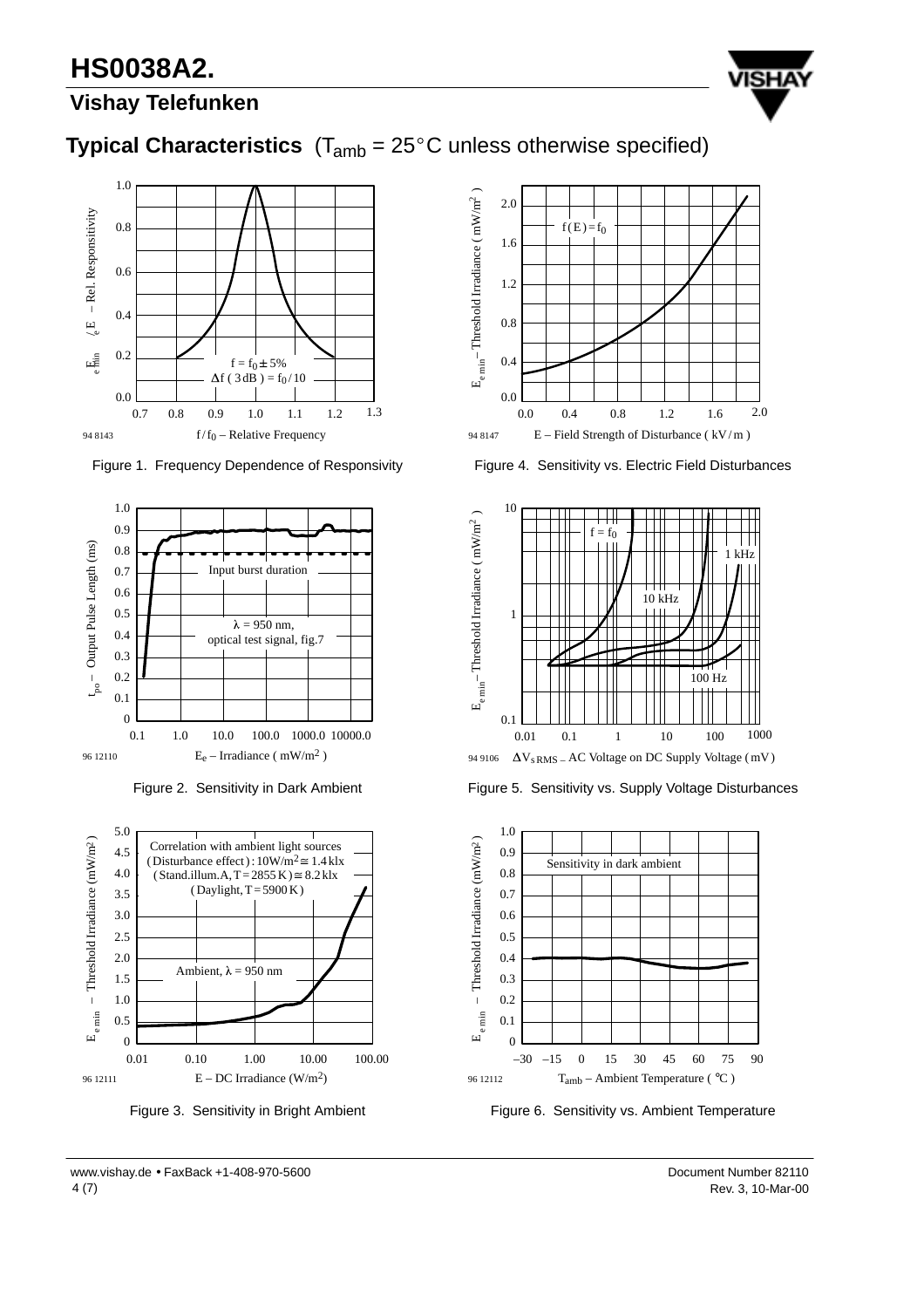## Typical Characteristics ($T_{amb}$ = 25°C unless otherwise specified)

Figure 1. Frequency Dependence of Responsivity

Figure 2. Sensitivity in Dark Ambient

Figure 3. Sensitivity in Bright Ambient

Figure 4. Sensitivity vs. Electric Field Disturbances

Figure 5. Sensitivity vs. Supply Voltage Disturbances

Figure 6. Sensitivity vs. Ambient Temperature

www.vishay.de • FaxBack +1-408-970-5600

Document Number 82110
Rev. 3, 10-Mar-00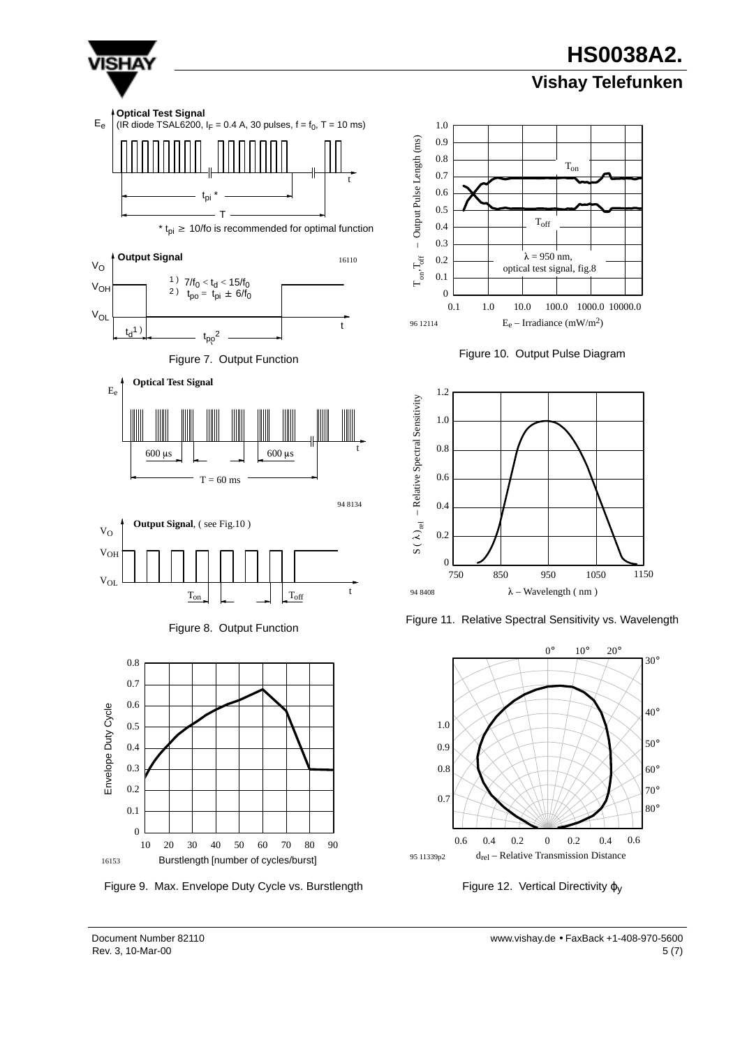**Optical Test Signal**

(IR diode TSAL6200, $I_F$ = 0.4 A, 30 pulses, f = $f_0$, T = 10 ms)

$t_{pi}$ *

T

* $t_{pi} \geq$ 10/fo is recommended for optimal function

**Output Signal**

16110

1 ) $7/f_0 < t_d < 15/f_0$

2 ) $t_{po} = t_{pi} \pm 6/f_0$

$V_O$, $V_{OH}$, $V_{OL}$, $t_d$[1], $t_{po}$[2], t

Figure 7. Output Function

**Optical Test Signal**

$E_e$

600 µs, 600 µs

T = 60 ms

94 8134

**Output Signal**, ( see Fig.10 )

$V_O$, $V_{OH}$, $V_{OL}$, $T_{on}$, $T_{off}$, t

Figure 8. Output Function

Envelope Duty Cycle vs. Burstlength [number of cycles/burst]

16153

Figure 9. Max. Envelope Duty Cycle vs. Burstlength

$T_{on}$, $T_{off}$ – Output Pulse Length (ms) vs. $E_e$ – Irradiance (mW/m²)

λ = 950 nm, optical test signal, fig.8

96 12114

Figure 10. Output Pulse Diagram

S ( λ )$_{rel}$ – Relative Spectral Sensitivity vs. λ – Wavelength ( nm )

94 8408

Figure 11. Relative Spectral Sensitivity vs. Wavelength

$d_{rel}$ – Relative Transmission Distance

95 11339p2

Figure 12. Vertical Directivity $\varphi_y$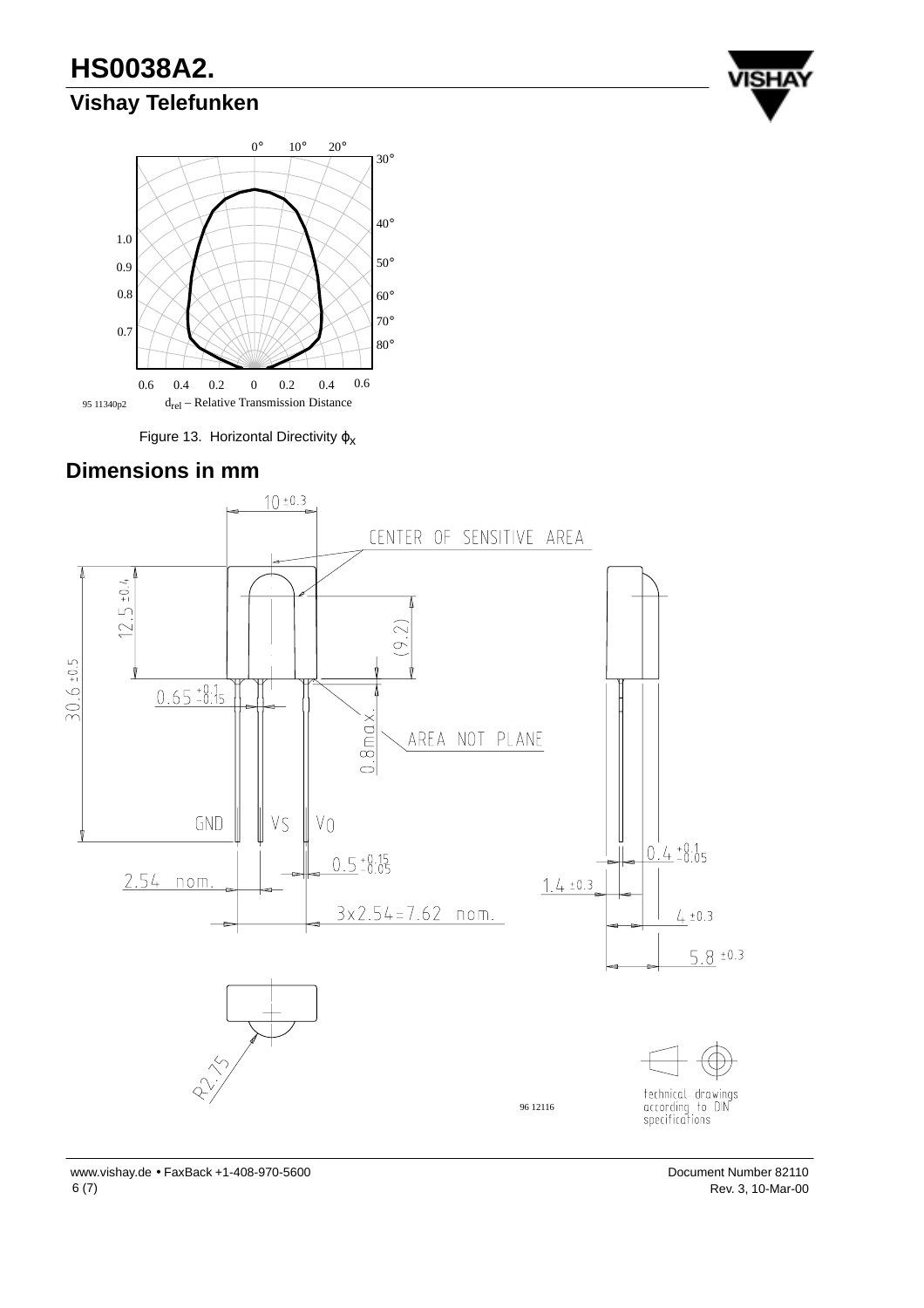Figure 13. Horizontal Directivity $\varphi_x$

## Dimensions in mm

technical drawings according to DIN specifications

96 12116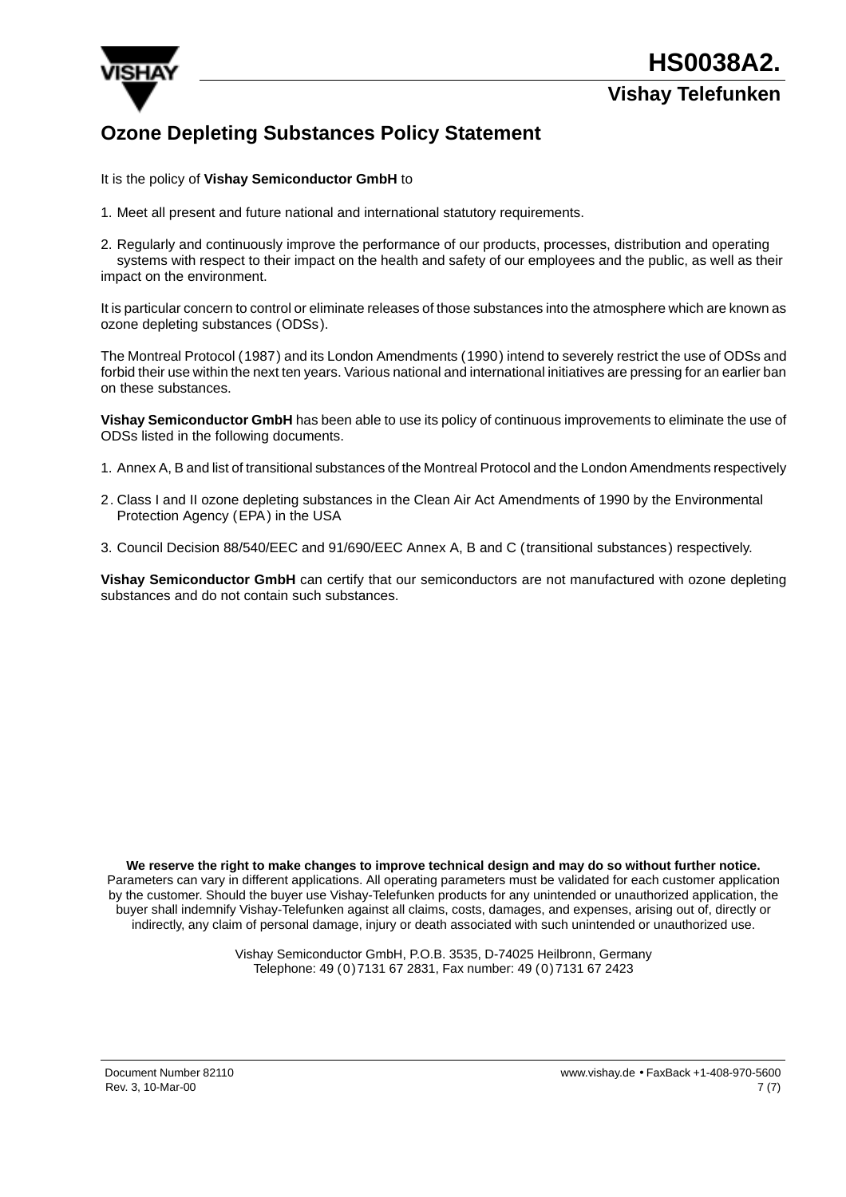## Ozone Depleting Substances Policy Statement

It is the policy of **Vishay Semiconductor GmbH** to

1. Meet all present and future national and international statutory requirements.

2. Regularly and continuously improve the performance of our products, processes, distribution and operating systems with respect to their impact on the health and safety of our employees and the public, as well as their impact on the environment.

It is particular concern to control or eliminate releases of those substances into the atmosphere which are known as ozone depleting substances (ODSs).

The Montreal Protocol (1987) and its London Amendments (1990) intend to severely restrict the use of ODSs and forbid their use within the next ten years. Various national and international initiatives are pressing for an earlier ban on these substances.

**Vishay Semiconductor GmbH** has been able to use its policy of continuous improvements to eliminate the use of ODSs listed in the following documents.

1. Annex A, B and list of transitional substances of the Montreal Protocol and the London Amendments respectively

2. Class I and II ozone depleting substances in the Clean Air Act Amendments of 1990 by the Environmental Protection Agency (EPA) in the USA

3. Council Decision 88/540/EEC and 91/690/EEC Annex A, B and C (transitional substances) respectively.

**Vishay Semiconductor GmbH** can certify that our semiconductors are not manufactured with ozone depleting substances and do not contain such substances.

**We reserve the right to make changes to improve technical design and may do so without further notice.**
Parameters can vary in different applications. All operating parameters must be validated for each customer application by the customer. Should the buyer use Vishay-Telefunken products for any unintended or unauthorized application, the buyer shall indemnify Vishay-Telefunken against all claims, costs, damages, and expenses, arising out of, directly or indirectly, any claim of personal damage, injury or death associated with such unintended or unauthorized use.

Vishay Semiconductor GmbH, P.O.B. 3535, D-74025 Heilbronn, Germany
Telephone: 49 (0)7131 67 2831, Fax number: 49 (0)7131 67 2423